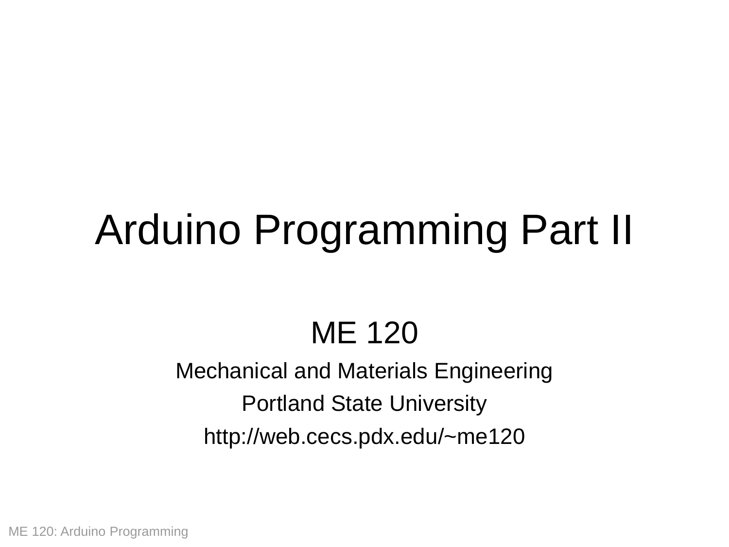# Arduino Programming Part II

ME 120

Mechanical and Materials Engineering

Portland State University

http://web.cecs.pdx.edu/~me120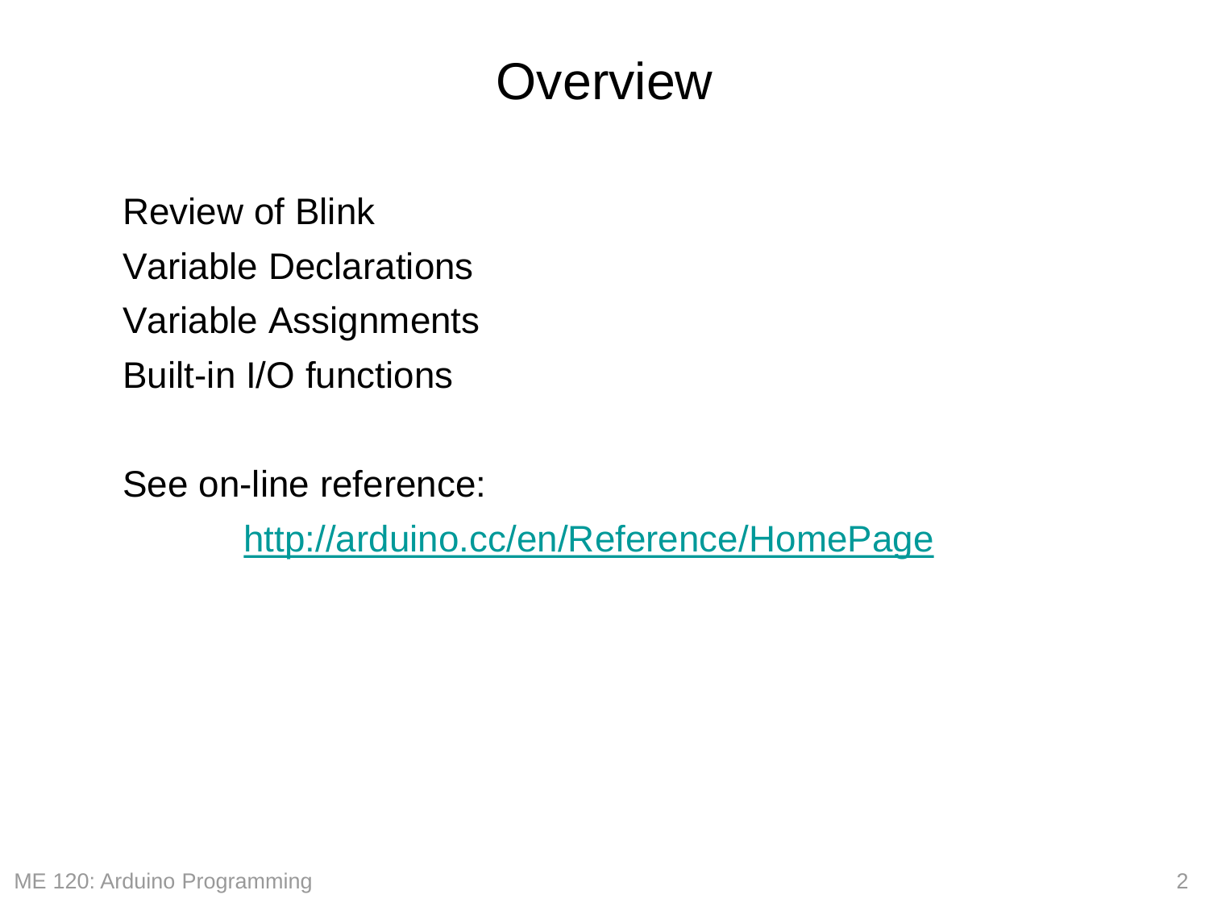# Overview

Review of Blink

Variable Declarations

Variable Assignments

Built-in I/O functions

See on-line reference:

[http://arduino.cc/en/Reference/HomePage](http://arduino.cc/en/Reference/HomePage)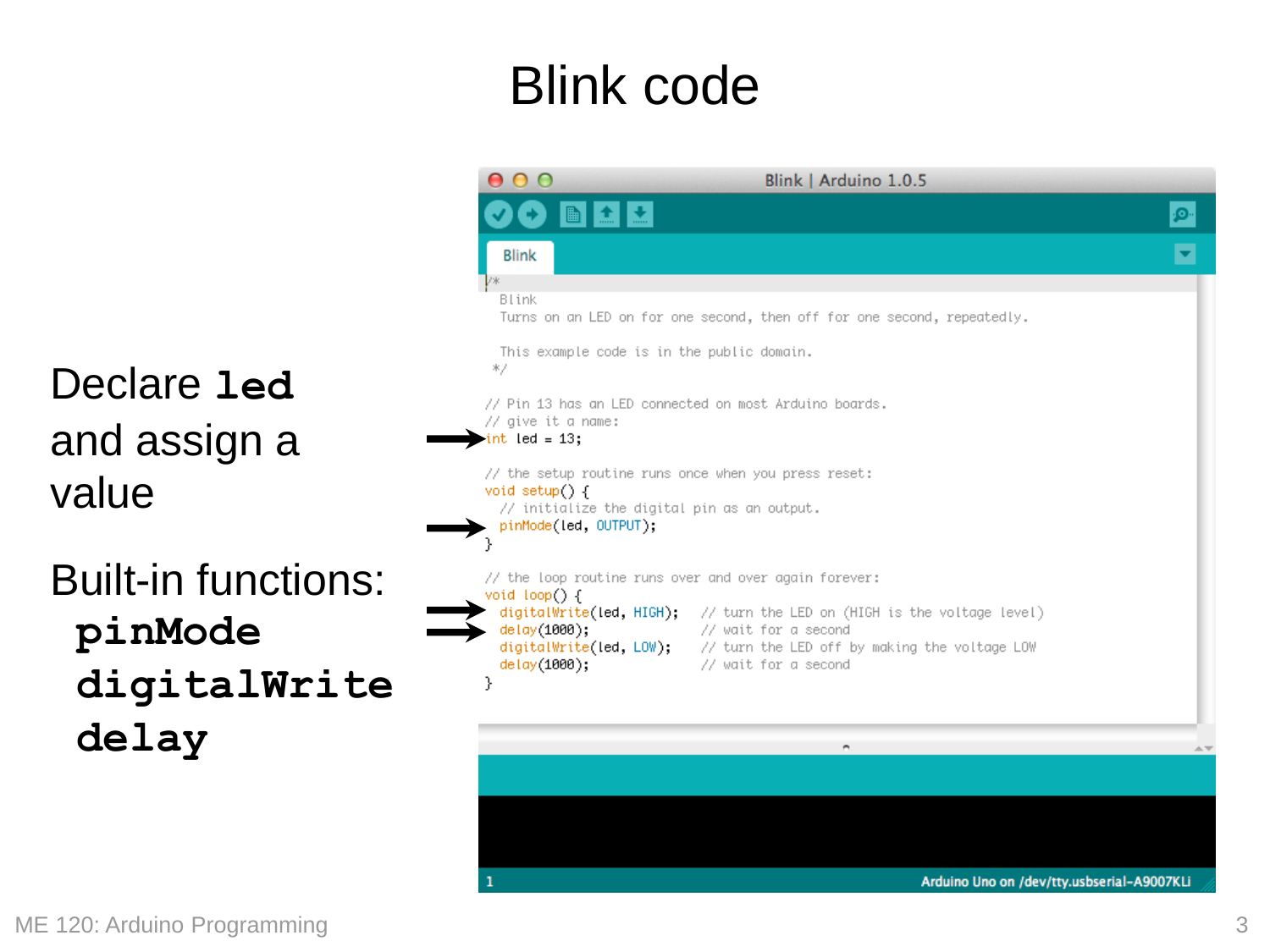# Blink code

Declare **`led`** and assign a value

Built-in functions:

- **`pinMode`**
- **`digitalWrite`**
- **`delay`**

```
/*
  Blink
  Turns on an LED on for one second, then off for one second, repeatedly.

  This example code is in the public domain.
 */

// Pin 13 has an LED connected on most Arduino boards.
// give it a name:
int led = 13;

// the setup routine runs once when you press reset:
void setup() {
  // initialize the digital pin as an output.
  pinMode(led, OUTPUT);
}

// the loop routine runs over and over again forever:
void loop() {
  digitalWrite(led, HIGH);   // turn the LED on (HIGH is the voltage level)
  delay(1000);               // wait for a second
  digitalWrite(led, LOW);    // turn the LED off by making the voltage LOW
  delay(1000);               // wait for a second
}
```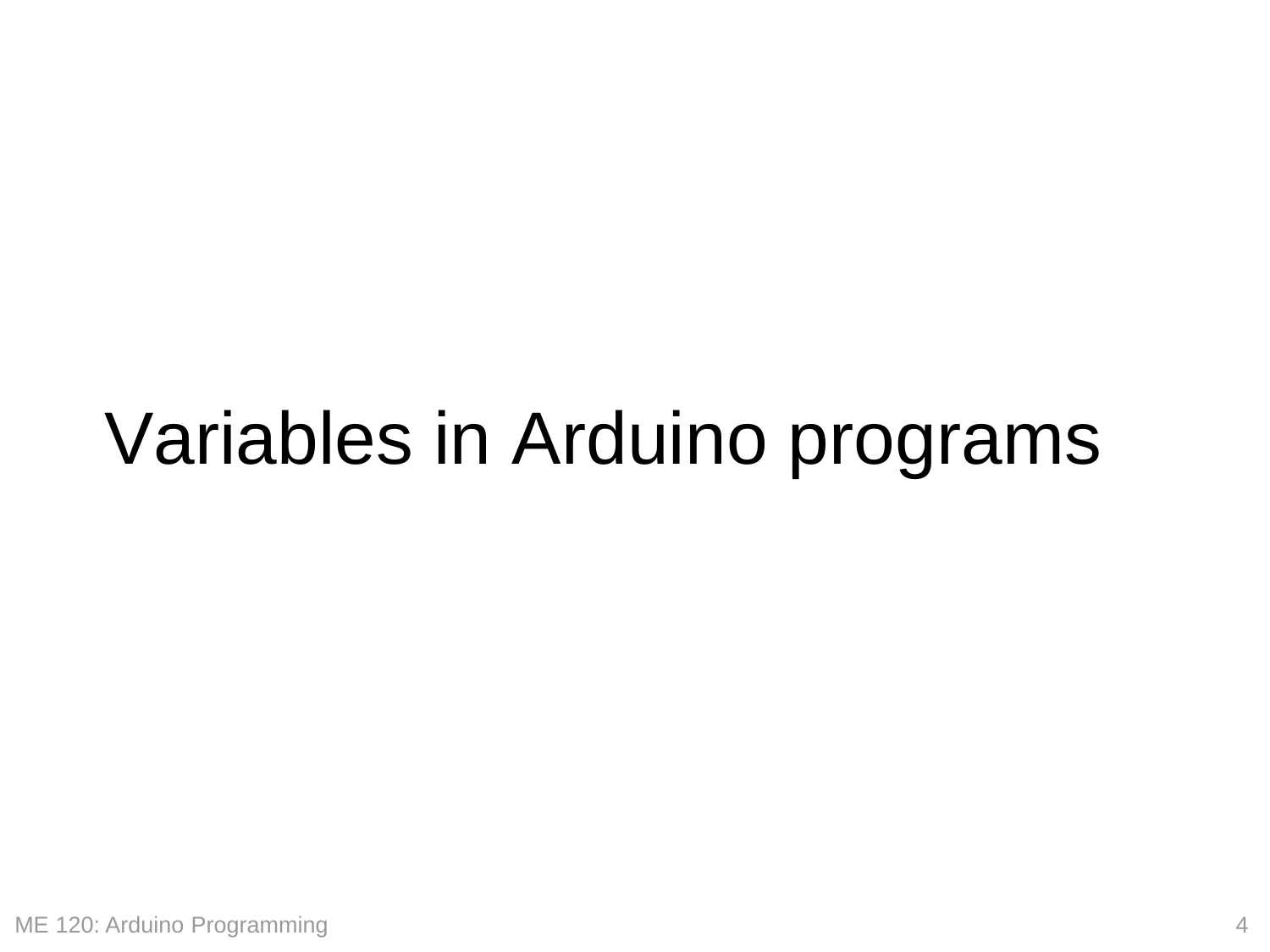# Variables in Arduino programs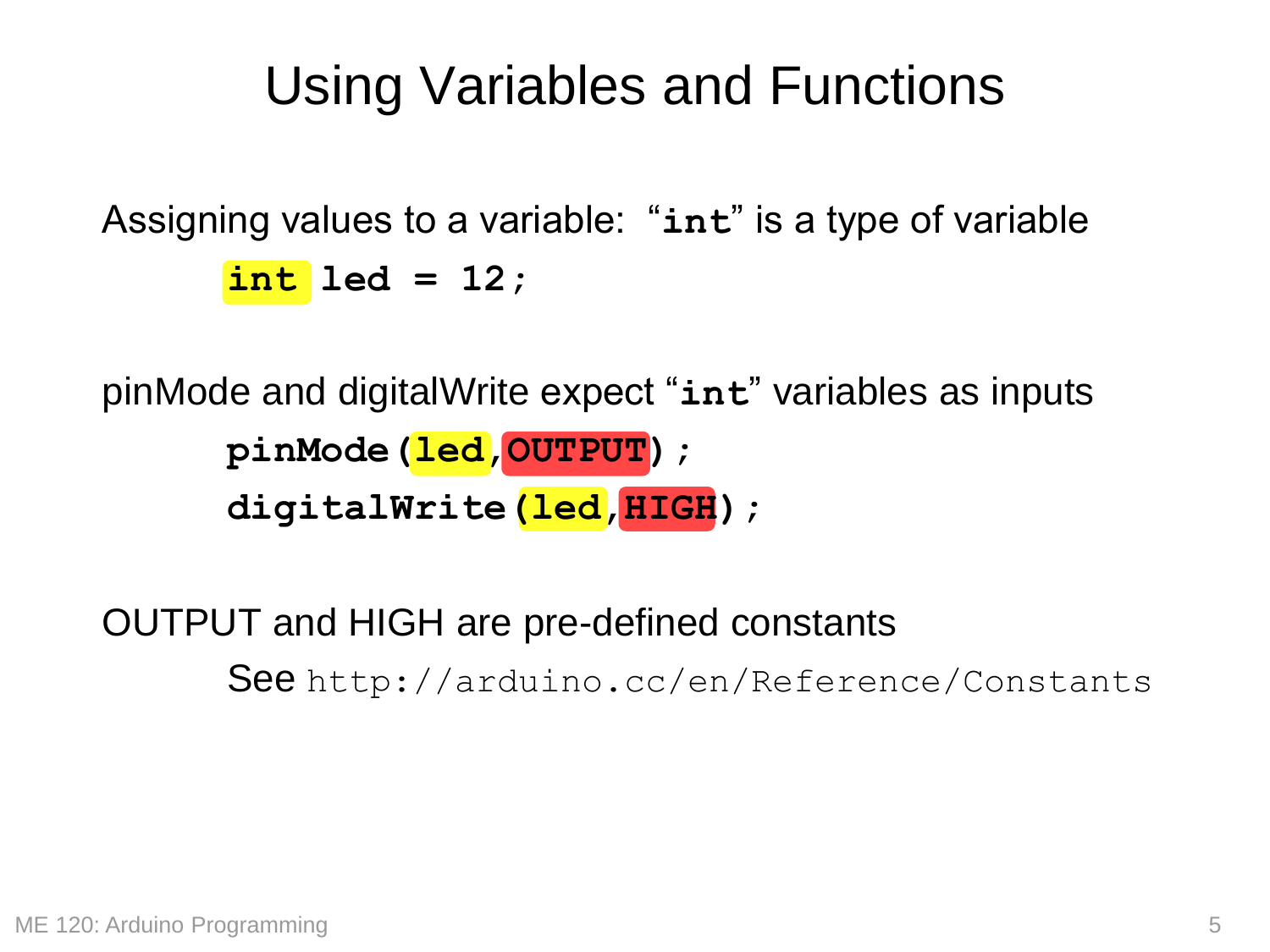# Using Variables and Functions

Assigning values to a variable: "**int**" is a type of variable

```
int led = 12;
```

pinMode and digitalWrite expect "**int**" variables as inputs

```
pinMode(led,OUTPUT);
digitalWrite(led,HIGH);
```

OUTPUT and HIGH are pre-defined constants

See `http://arduino.cc/en/Reference/Constants`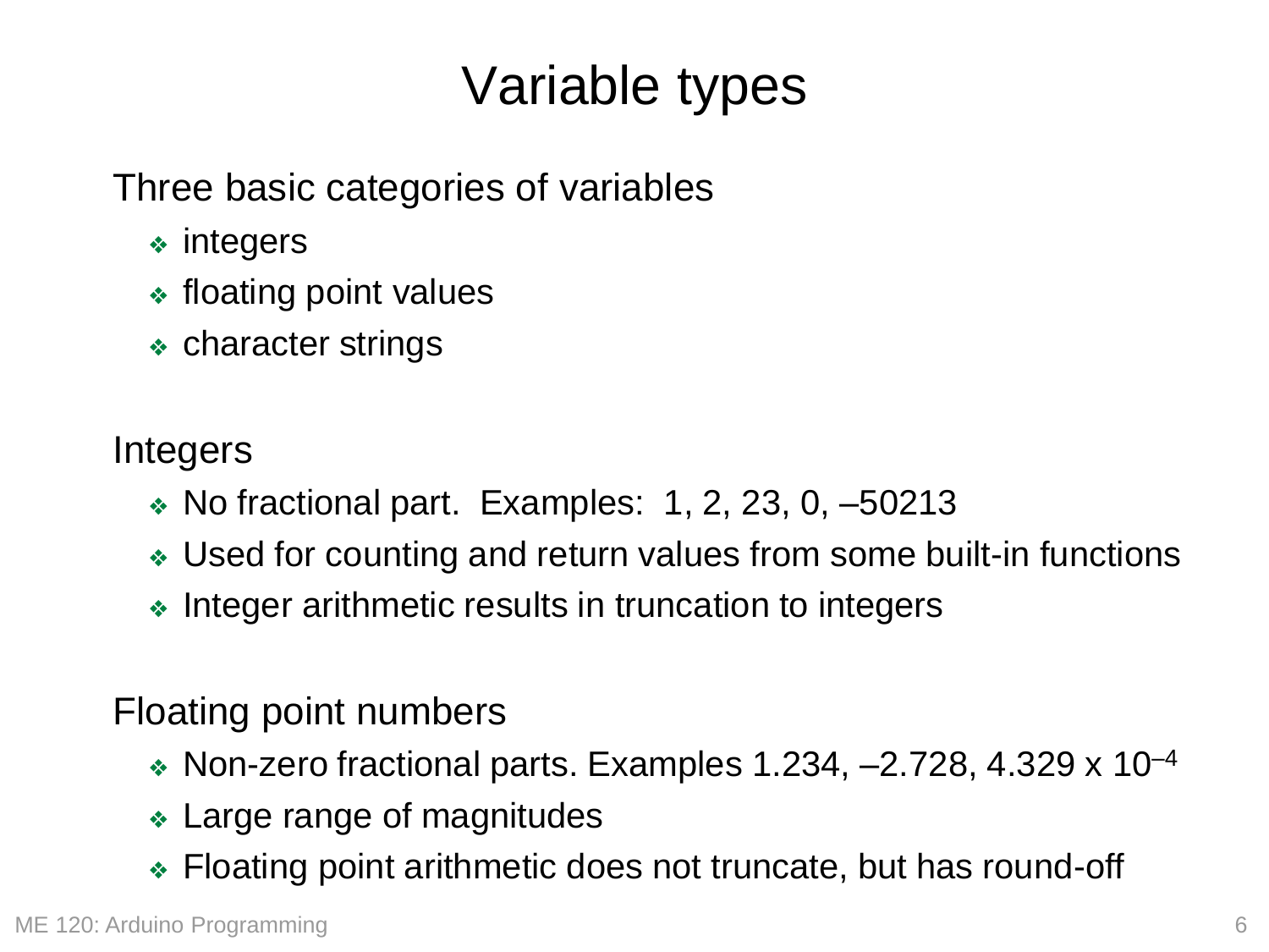# Variable types

Three basic categories of variables

- integers
- floating point values
- character strings

Integers

- No fractional part. Examples: 1, 2, 23, 0, –50213
- Used for counting and return values from some built-in functions
- Integer arithmetic results in truncation to integers

Floating point numbers

- Non-zero fractional parts. Examples 1.234, –2.728, $4.329 \times 10^{-4}$
- Large range of magnitudes
- Floating point arithmetic does not truncate, but has round-off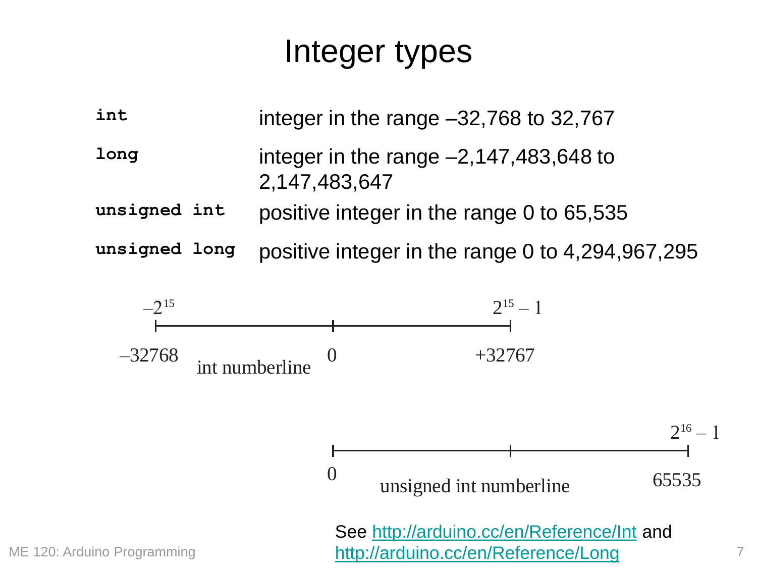# Integer types

| | |
|---|---|
| `int` | integer in the range –32,768 to 32,767 |
| `long` | integer in the range –2,147,483,648 to 2,147,483,647 |
| `unsigned int` | positive integer in the range 0 to 65,535 |
| `unsigned long` | positive integer in the range 0 to 4,294,967,295 |

$-2^{15}$ &nbsp;&nbsp;&nbsp;&nbsp; $2^{15} - 1$

–32768 &nbsp;&nbsp; 0 &nbsp;&nbsp; +32767

int numberline

$2^{16} - 1$

0 &nbsp;&nbsp; 65535

unsigned int numberline

See http://arduino.cc/en/Reference/Int and http://arduino.cc/en/Reference/Long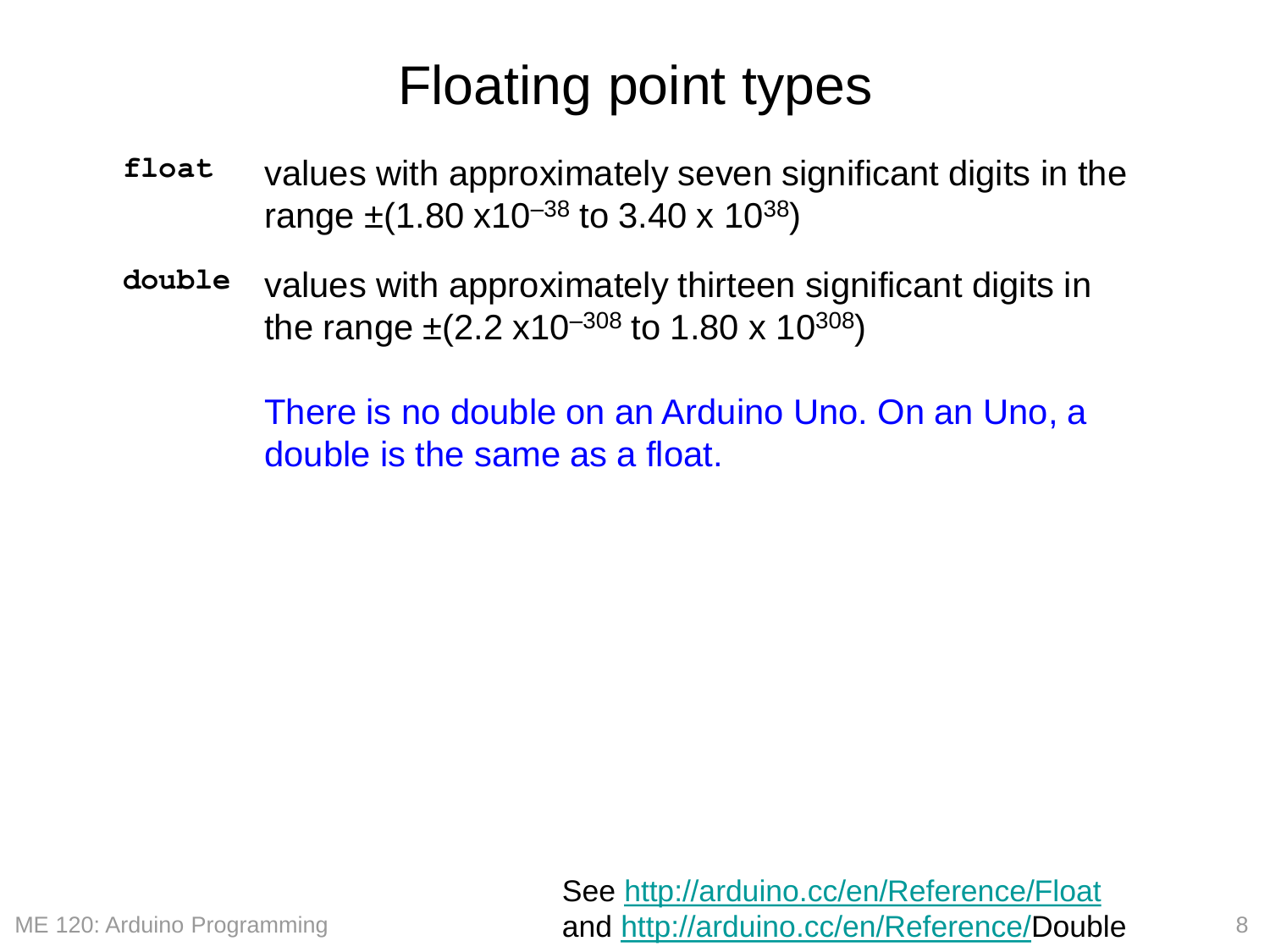# Floating point types

**`float`** values with approximately seven significant digits in the range $\pm(1.80 \times 10^{-38}$ to $3.40 \times 10^{38})$

**`double`** values with approximately thirteen significant digits in the range $\pm(2.2 \times 10^{-308}$ to $1.80 \times 10^{308})$

There is no double on an Arduino Uno. On an Uno, a double is the same as a float.

See http://arduino.cc/en/Reference/Float
and http://arduino.cc/en/Reference/Double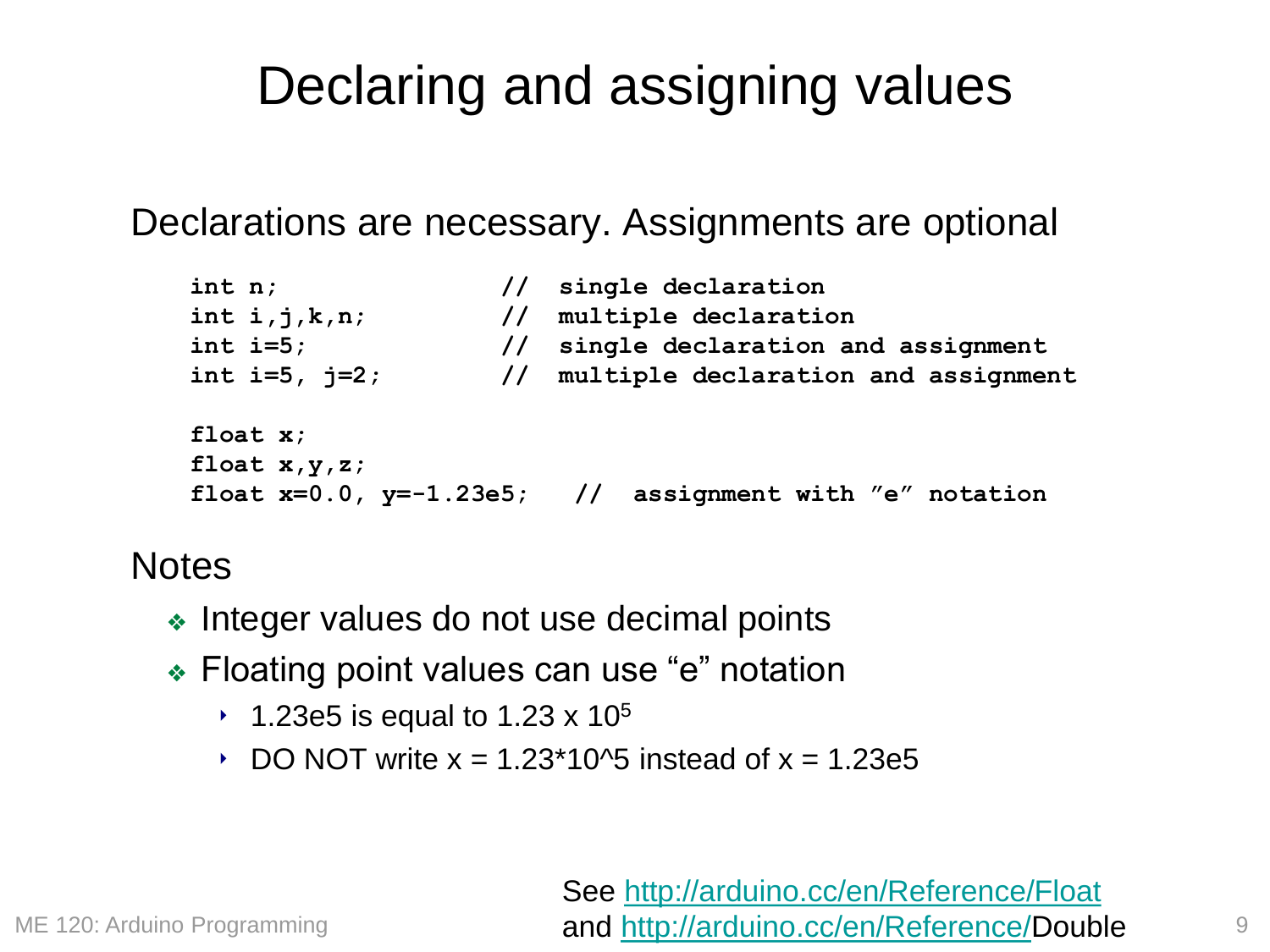# Declaring and assigning values

Declarations are necessary. Assignments are optional

```
int n;                //  single declaration
int i,j,k,n;          //  multiple declaration
int i=5;              //  single declaration and assignment
int i=5, j=2;         //  multiple declaration and assignment

float x;
float x,y,z;
float x=0.0, y=-1.23e5;   //  assignment with "e" notation
```

Notes

- Integer values do not use decimal points
- Floating point values can use "e" notation
  - 1.23e5 is equal to $1.23 \times 10^5$
  - DO NOT write x = 1.23*10^5 instead of x = 1.23e5

See http://arduino.cc/en/Reference/Float and http://arduino.cc/en/Reference/Double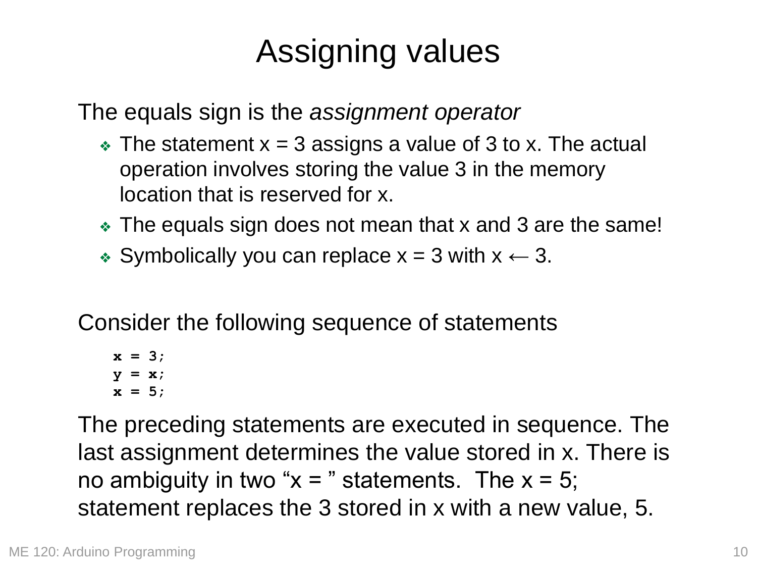# Assigning values

The equals sign is the *assignment operator*

- The statement x = 3 assigns a value of 3 to x. The actual operation involves storing the value 3 in the memory location that is reserved for x.
- The equals sign does not mean that x and 3 are the same!
- Symbolically you can replace x = 3 with $x \leftarrow 3$.

Consider the following sequence of statements

```
x = 3;
y = x;
x = 5;
```

The preceding statements are executed in sequence. The last assignment determines the value stored in x. There is no ambiguity in two "x = " statements. The x = 5; statement replaces the 3 stored in x with a new value, 5.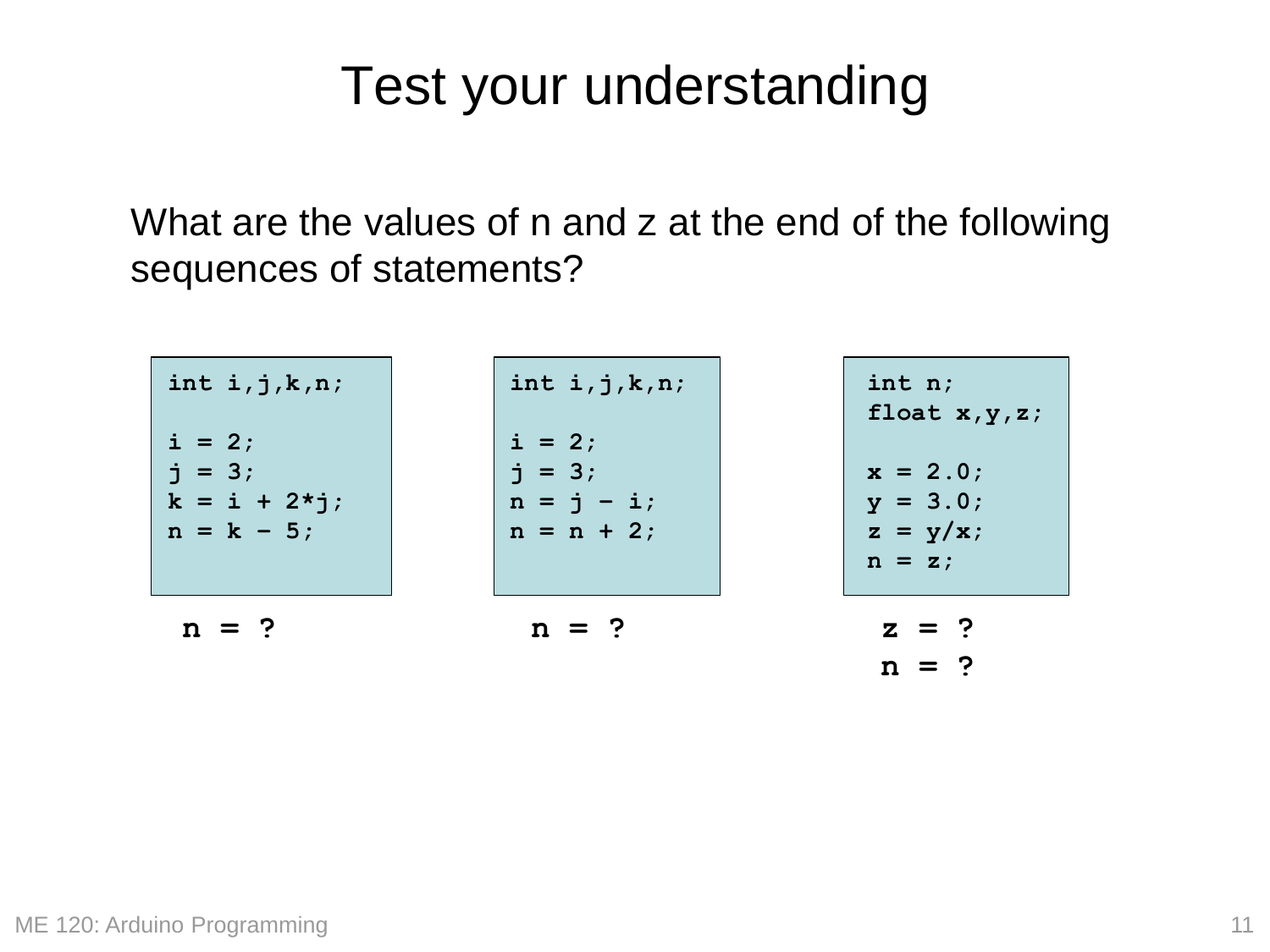# Test your understanding

What are the values of n and z at the end of the following sequences of statements?

```
int i,j,k,n;

i = 2;
j = 3;
k = i + 2*j;
n = k – 5;
```

**n = ?**

```
int i,j,k,n;

i = 2;
j = 3;
n = j – i;
n = n + 2;
```

**n = ?**

```
int n;
float x,y,z;

x = 2.0;
y = 3.0;
z = y/x;
n = z;
```

**z = ?**

**n = ?**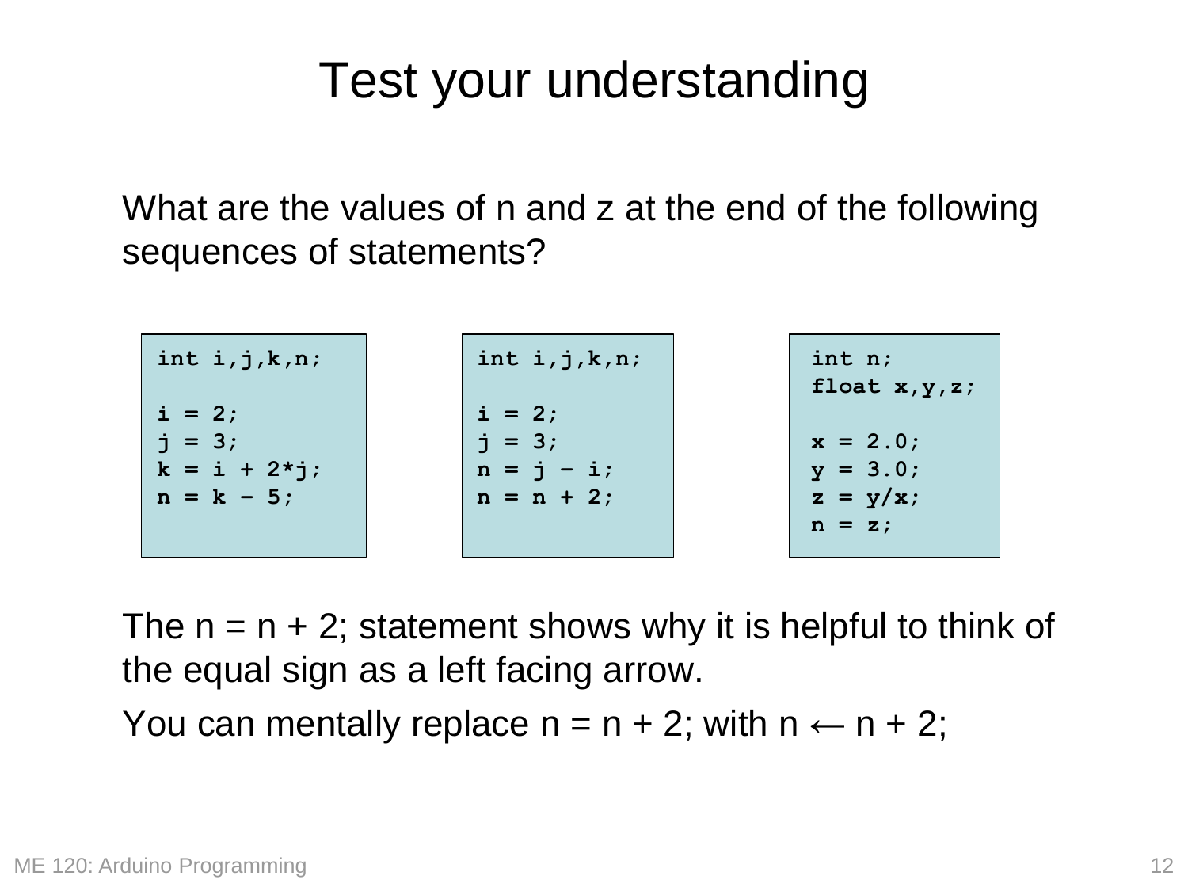# Test your understanding

What are the values of n and z at the end of the following sequences of statements?

```
int i,j,k,n;

i = 2;
j = 3;
k = i + 2*j;
n = k - 5;
```

```
int i,j,k,n;

i = 2;
j = 3;
n = j - i;
n = n + 2;
```

```
int n;
float x,y,z;

x = 2.0;
y = 3.0;
z = y/x;
n = z;
```

The n = n + 2; statement shows why it is helpful to think of the equal sign as a left facing arrow.

You can mentally replace n = n + 2; with n ← n + 2;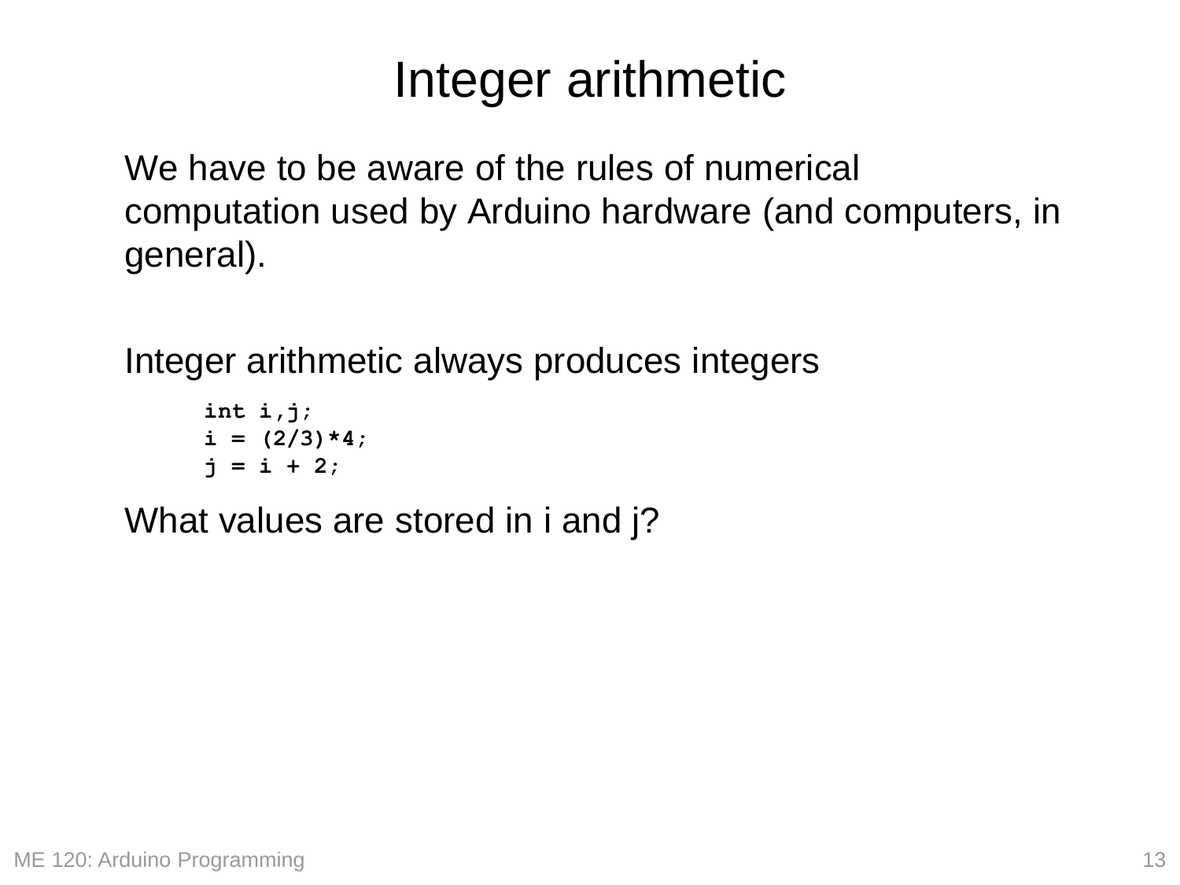# Integer arithmetic

We have to be aware of the rules of numerical computation used by Arduino hardware (and computers, in general).

Integer arithmetic always produces integers

```
int i,j;
i = (2/3)*4;
j = i + 2;
```

What values are stored in i and j?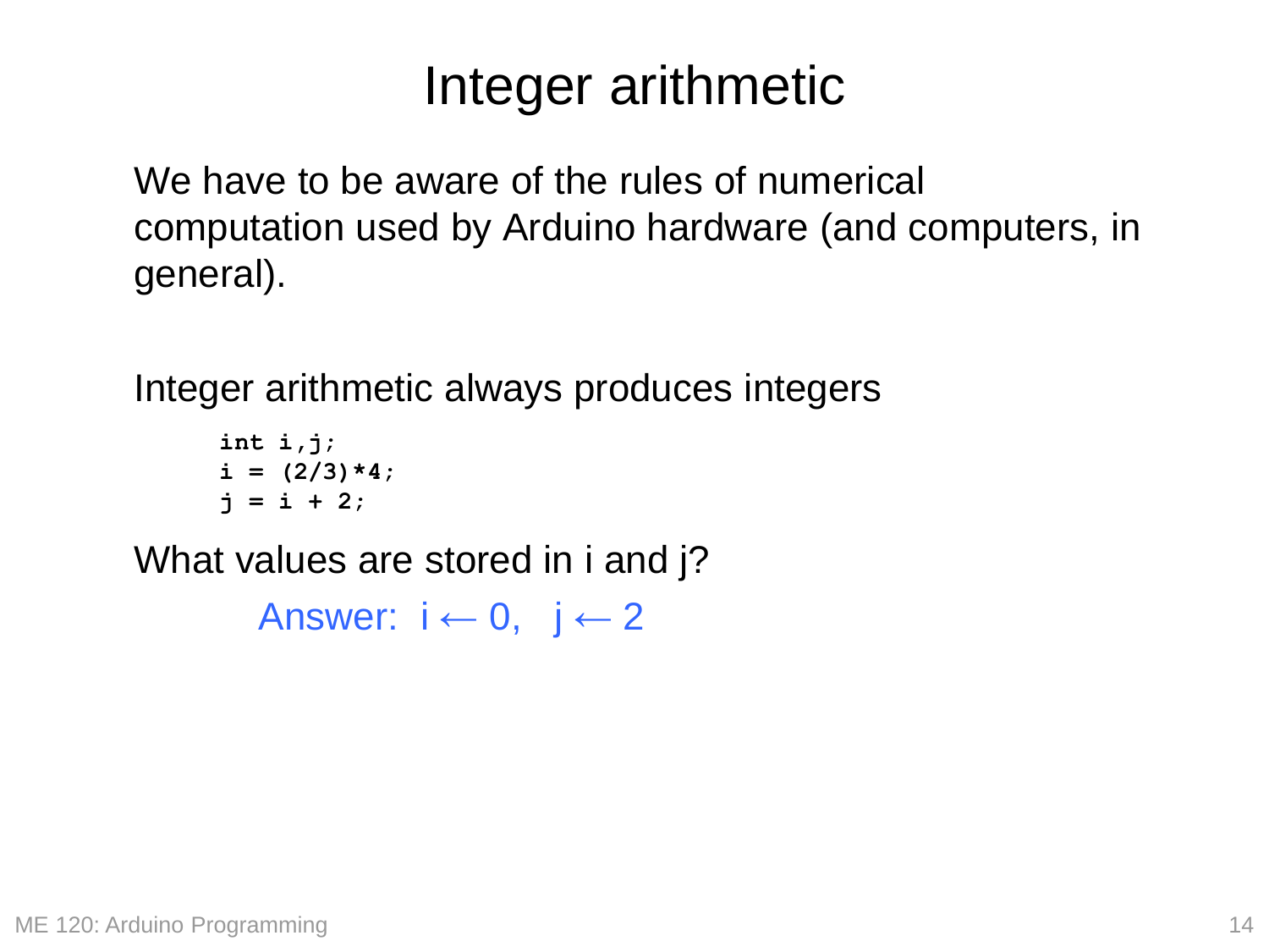# Integer arithmetic

We have to be aware of the rules of numerical computation used by Arduino hardware (and computers, in general).

Integer arithmetic always produces integers

```
int i,j;
i = (2/3)*4;
j = i + 2;
```

What values are stored in i and j?

Answer: $i \leftarrow 0$, $j \leftarrow 2$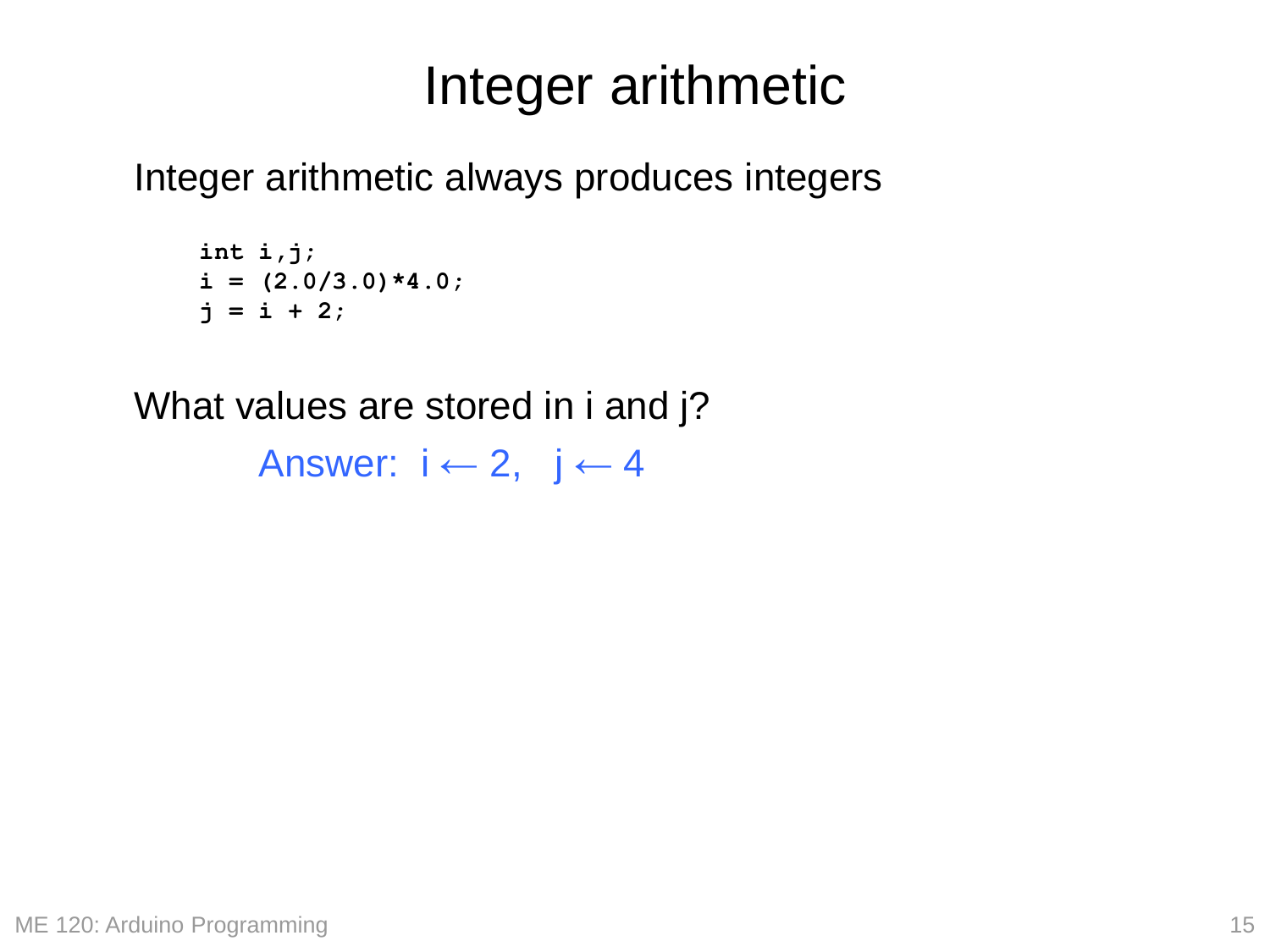# Integer arithmetic

Integer arithmetic always produces integers

```
int i,j;
i = (2.0/3.0)*4.0;
j = i + 2;
```

What values are stored in i and j?

Answer: $i \leftarrow 2$, $j \leftarrow 4$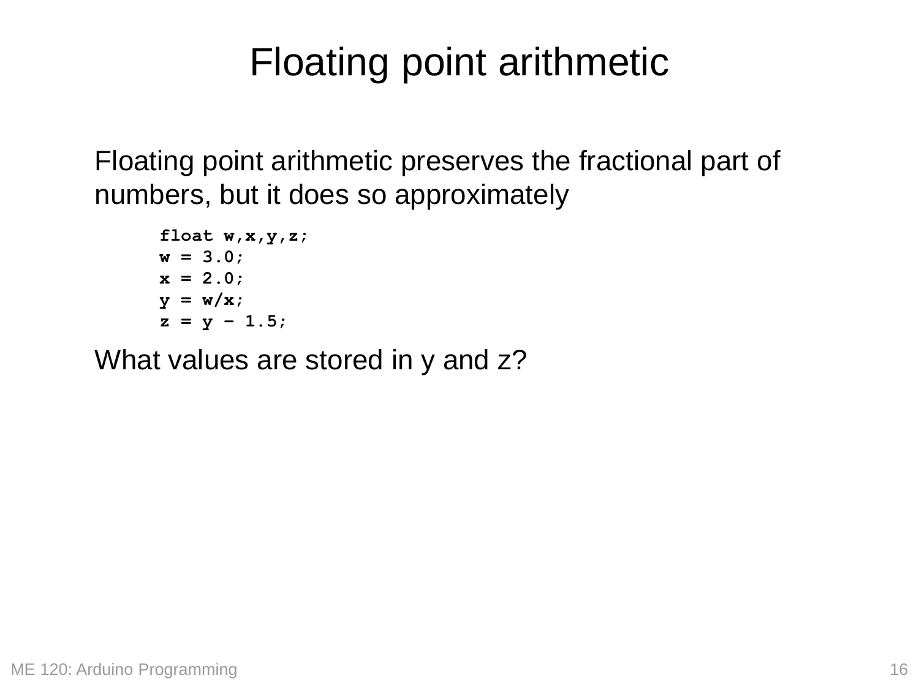# Floating point arithmetic

Floating point arithmetic preserves the fractional part of numbers, but it does so approximately

```
float w,x,y,z;
w = 3.0;
x = 2.0;
y = w/x;
z = y – 1.5;
```

What values are stored in y and z?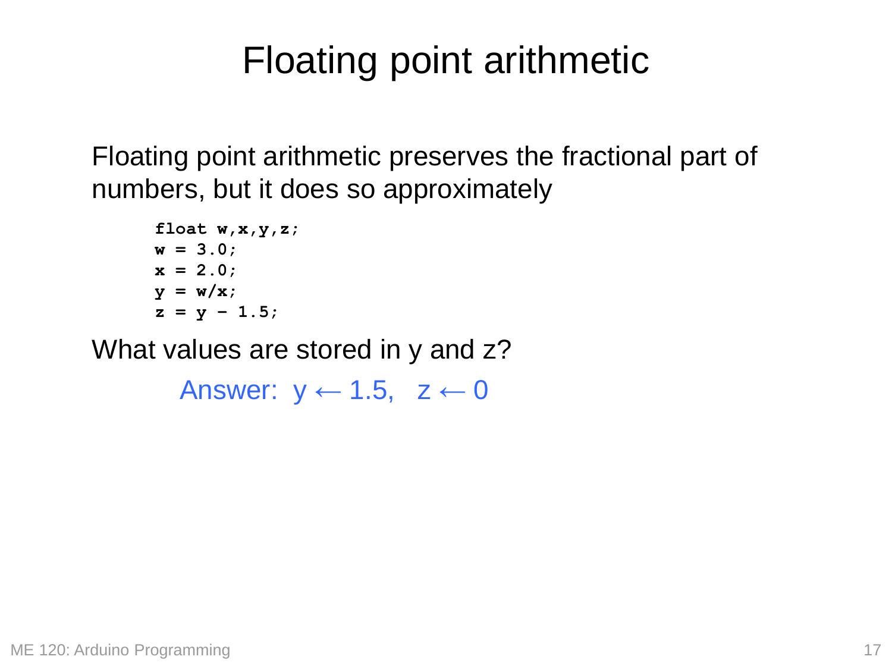# Floating point arithmetic

Floating point arithmetic preserves the fractional part of numbers, but it does so approximately

```
float w,x,y,z;
w = 3.0;
x = 2.0;
y = w/x;
z = y - 1.5;
```

What values are stored in y and z?

Answer: $y \leftarrow 1.5$, $z \leftarrow 0$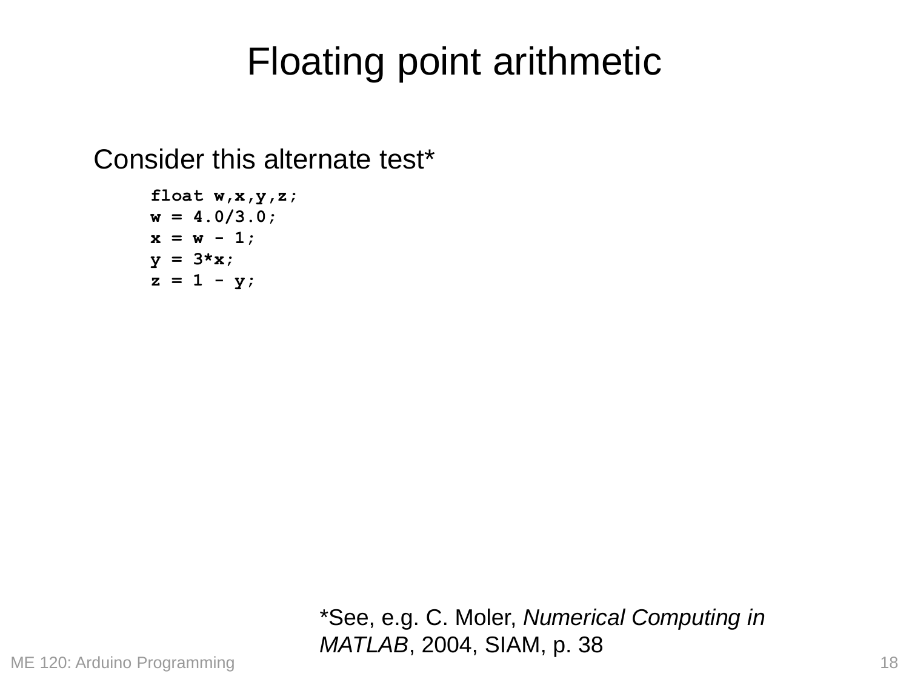# Floating point arithmetic

Consider this alternate test*

```
float w,x,y,z;
w = 4.0/3.0;
x = w - 1;
y = 3*x;
z = 1 - y;
```

*See, e.g. C. Moler, *Numerical Computing in MATLAB*, 2004, SIAM, p. 38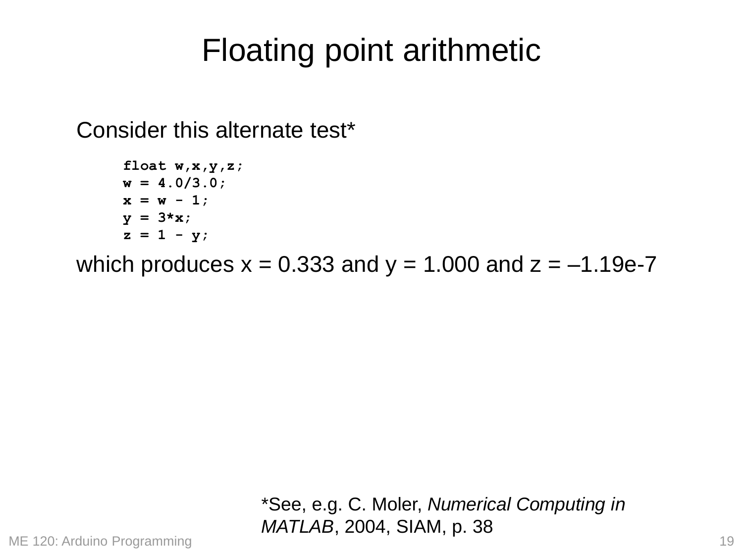# Floating point arithmetic

Consider this alternate test*

```
float w,x,y,z;
w = 4.0/3.0;
x = w - 1;
y = 3*x;
z = 1 - y;
```

which produces x = 0.333 and y = 1.000 and z = –1.19e-7

*See, e.g. C. Moler, *Numerical Computing in MATLAB*, 2004, SIAM, p. 38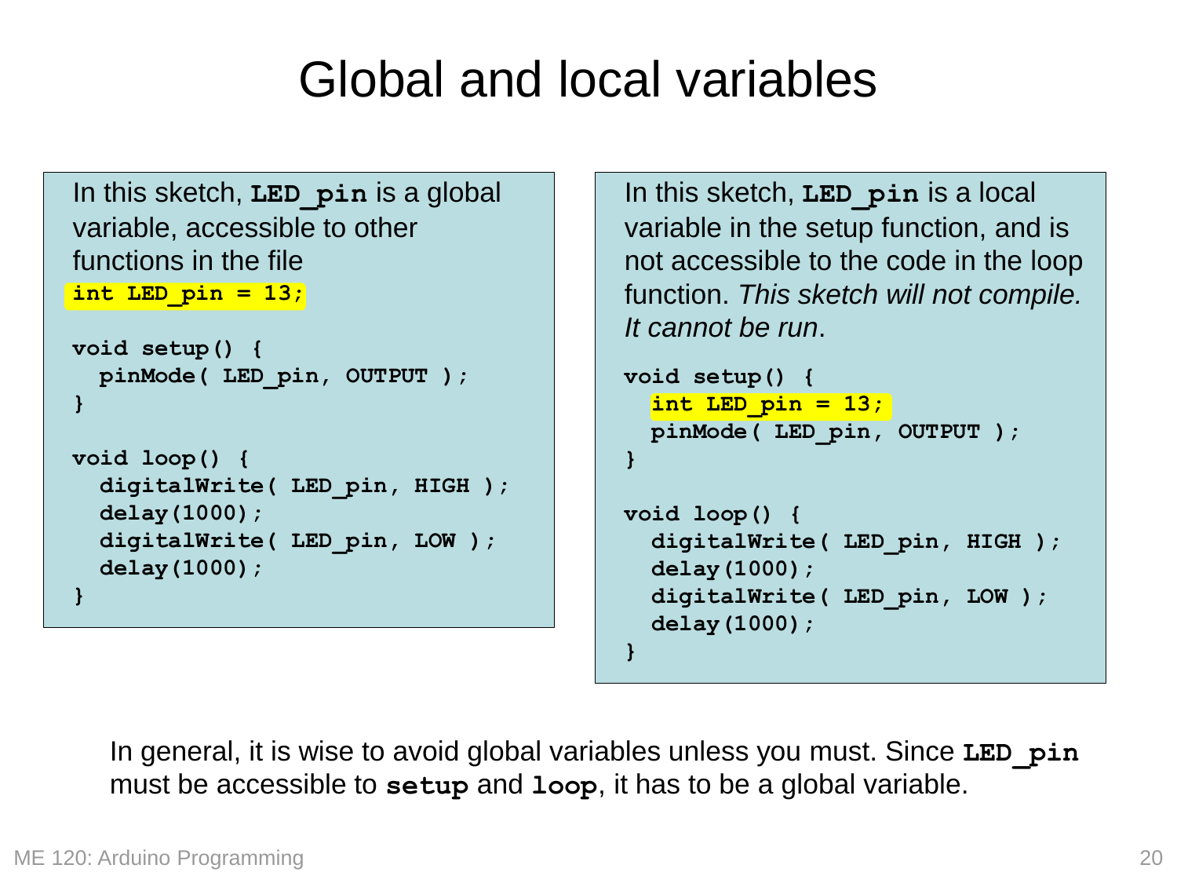# Global and local variables

In this sketch, **`LED_pin`** is a global variable, accessible to other functions in the file

```
int LED_pin = 13;

void setup() {
  pinMode( LED_pin, OUTPUT );
}

void loop() {
  digitalWrite( LED_pin, HIGH );
  delay(1000);
  digitalWrite( LED_pin, LOW );
  delay(1000);
}
```

In this sketch, **`LED_pin`** is a local variable in the setup function, and is not accessible to the code in the loop function. *This sketch will not compile. It cannot be run*.

```
void setup() {
  int LED_pin = 13;
  pinMode( LED_pin, OUTPUT );
}

void loop() {
  digitalWrite( LED_pin, HIGH );
  delay(1000);
  digitalWrite( LED_pin, LOW );
  delay(1000);
}
```

In general, it is wise to avoid global variables unless you must. Since **`LED_pin`** must be accessible to **`setup`** and **`loop`**, it has to be a global variable.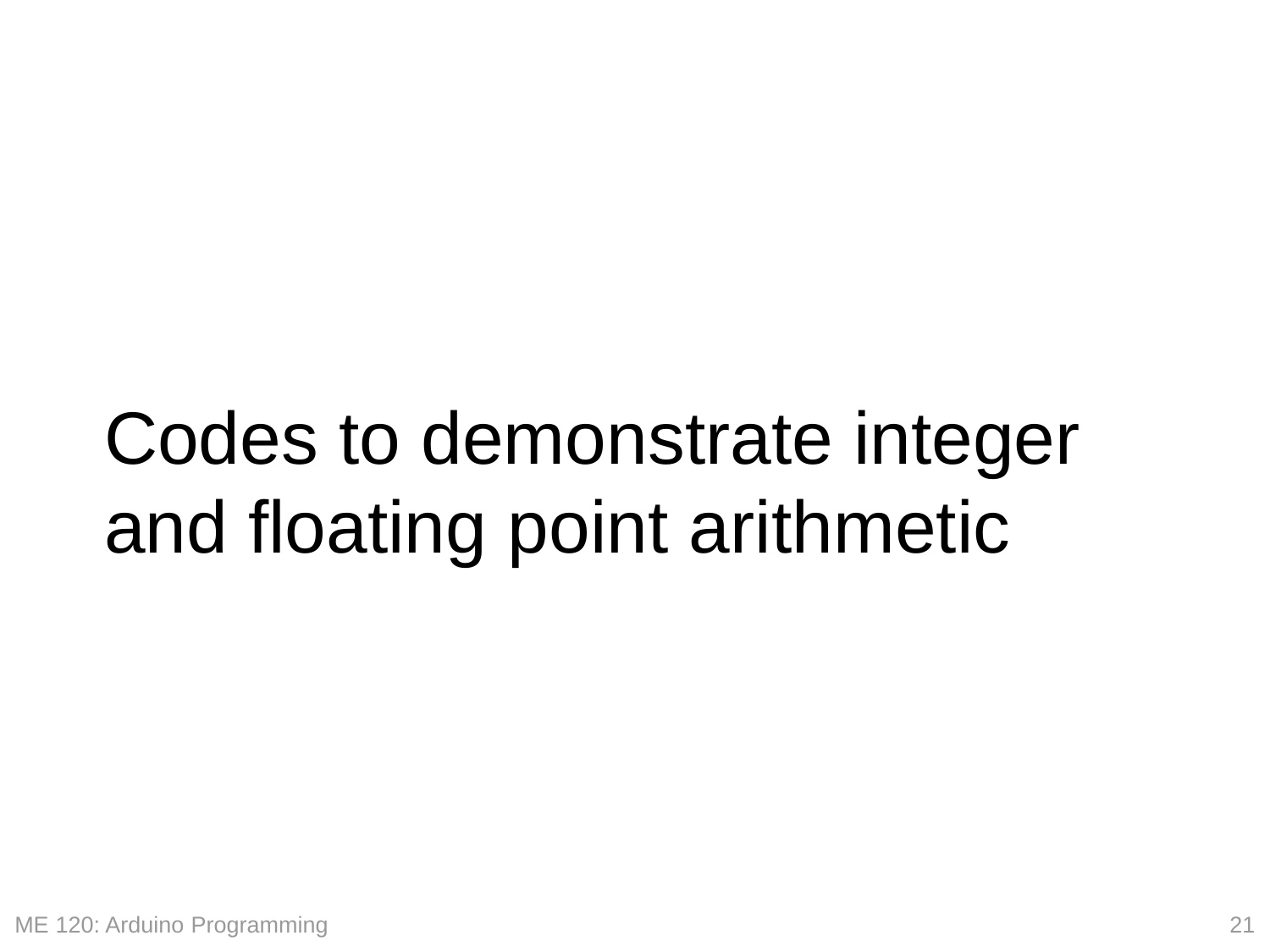# Codes to demonstrate integer and floating point arithmetic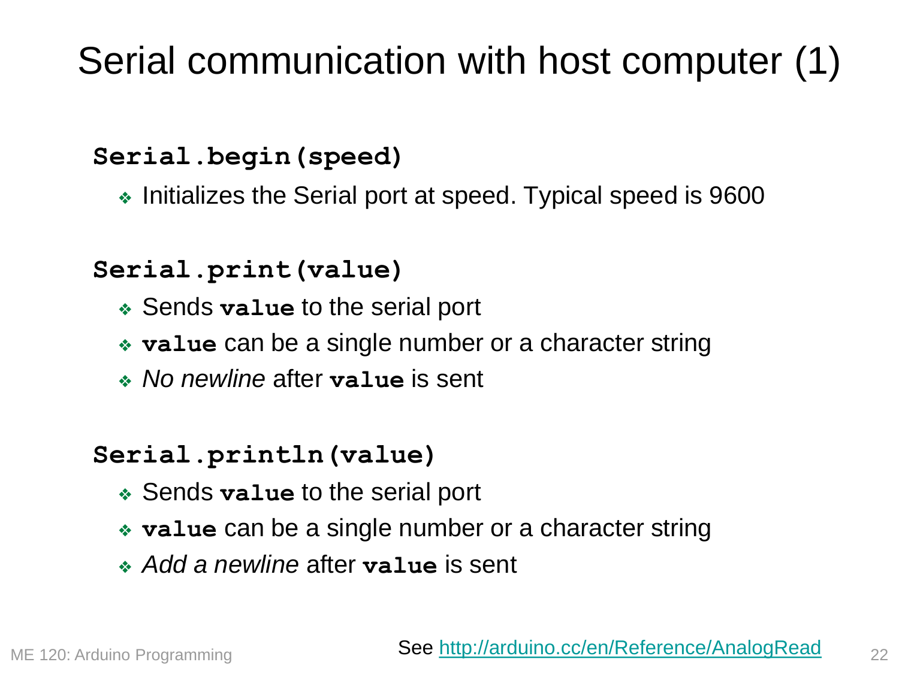# Serial communication with host computer (1)

**`Serial.begin(speed)`**

- Initializes the Serial port at speed. Typical speed is 9600

**`Serial.print(value)`**

- Sends **`value`** to the serial port
- **`value`** can be a single number or a character string
- *No newline* after **`value`** is sent

**`Serial.println(value)`**

- Sends **`value`** to the serial port
- **`value`** can be a single number or a character string
- *Add a newline* after **`value`** is sent

See [http://arduino.cc/en/Reference/AnalogRead](http://arduino.cc/en/Reference/AnalogRead)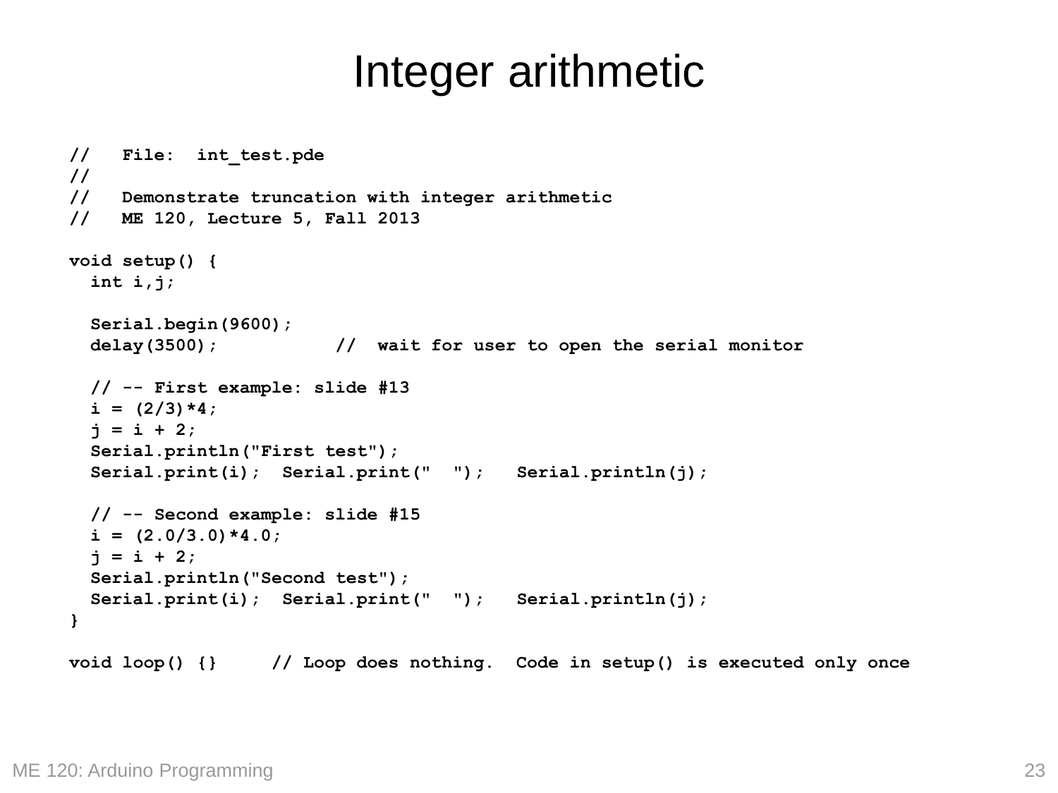# Integer arithmetic

```
//   File:  int_test.pde
//
//   Demonstrate truncation with integer arithmetic
//   ME 120, Lecture 5, Fall 2013

void setup() {
  int i,j;

  Serial.begin(9600);
  delay(3500);          //  wait for user to open the serial monitor

  // -- First example: slide #13
  i = (2/3)*4;
  j = i + 2;
  Serial.println("First test");
  Serial.print(i);  Serial.print("  ");   Serial.println(j);

  // -- Second example: slide #15
  i = (2.0/3.0)*4.0;
  j = i + 2;
  Serial.println("Second test");
  Serial.print(i);  Serial.print("  ");   Serial.println(j);
}

void loop() {}     // Loop does nothing.  Code in setup() is executed only once
```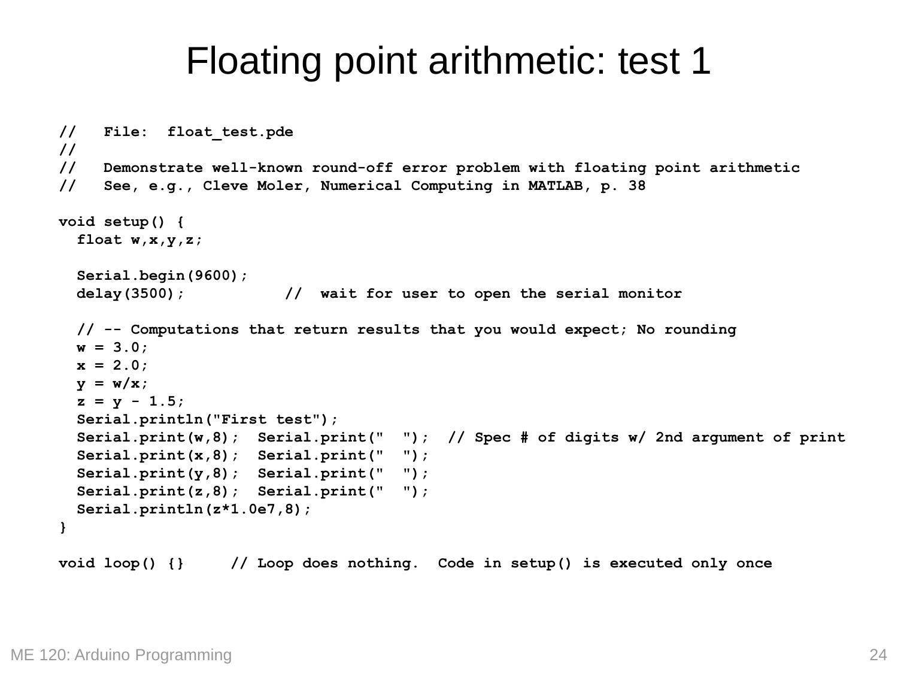# Floating point arithmetic: test 1

```
//   File:  float_test.pde
//
//   Demonstrate well-known round-off error problem with floating point arithmetic
//   See, e.g., Cleve Moler, Numerical Computing in MATLAB, p. 38

void setup() {
  float w,x,y,z;

  Serial.begin(9600);
  delay(3500);           //  wait for user to open the serial monitor

  // -- Computations that return results that you would expect; No rounding
  w = 3.0;
  x = 2.0;
  y = w/x;
  z = y - 1.5;
  Serial.println("First test");
  Serial.print(w,8);  Serial.print("  ");  // Spec # of digits w/ 2nd argument of print
  Serial.print(x,8);  Serial.print("  ");
  Serial.print(y,8);  Serial.print("  ");
  Serial.print(z,8);  Serial.print("  ");
  Serial.println(z*1.0e7,8);
}

void loop() {}     // Loop does nothing.  Code in setup() is executed only once
```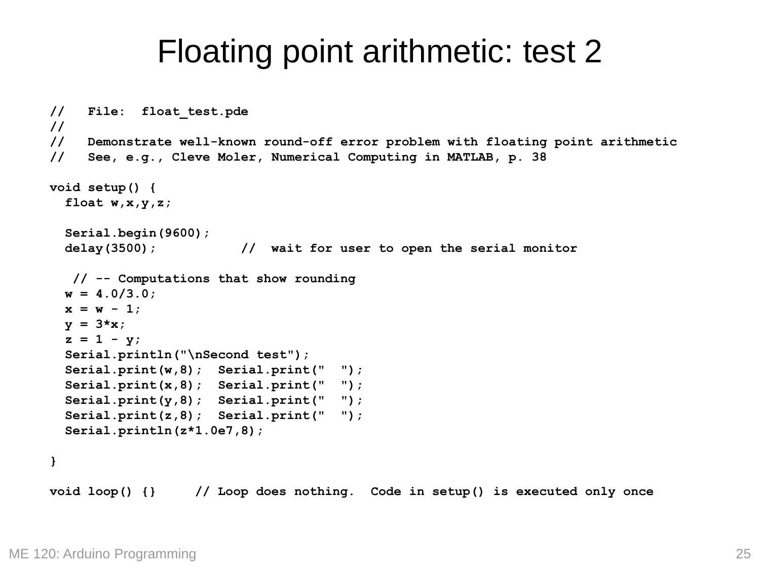# Floating point arithmetic: test 2

```
//   File:  float_test.pde
//
//   Demonstrate well-known round-off error problem with floating point arithmetic
//   See, e.g., Cleve Moler, Numerical Computing in MATLAB, p. 38

void setup() {
  float w,x,y,z;

  Serial.begin(9600);
  delay(3500);          //  wait for user to open the serial monitor

   // -- Computations that show rounding
  w = 4.0/3.0;
  x = w - 1;
  y = 3*x;
  z = 1 - y;
  Serial.println("\nSecond test");
  Serial.print(w,8);  Serial.print("  ");
  Serial.print(x,8);  Serial.print("  ");
  Serial.print(y,8);  Serial.print("  ");
  Serial.print(z,8);  Serial.print("  ");
  Serial.println(z*1.0e7,8);

}

void loop() {}     // Loop does nothing.  Code in setup() is executed only once
```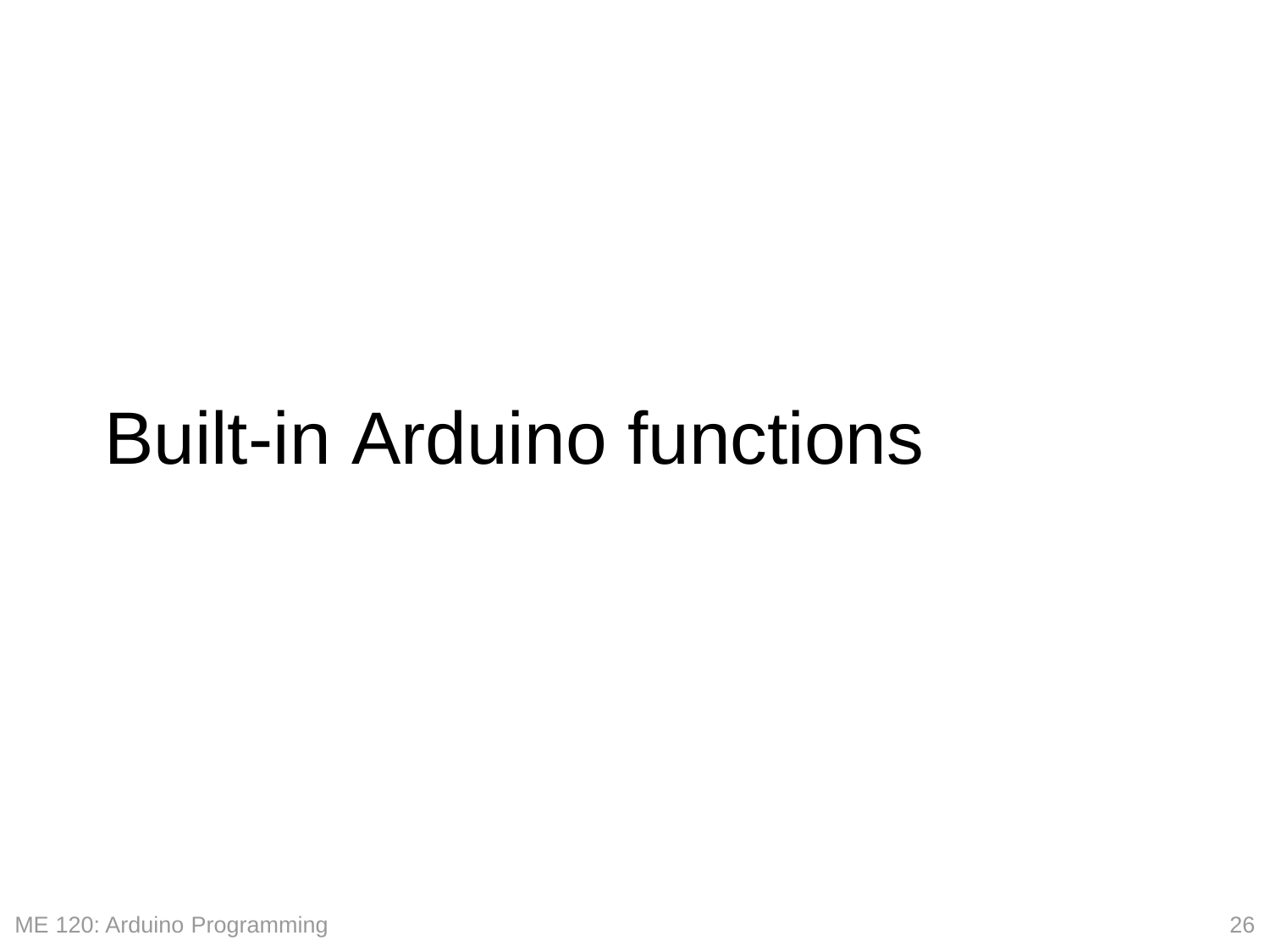# Built-in Arduino functions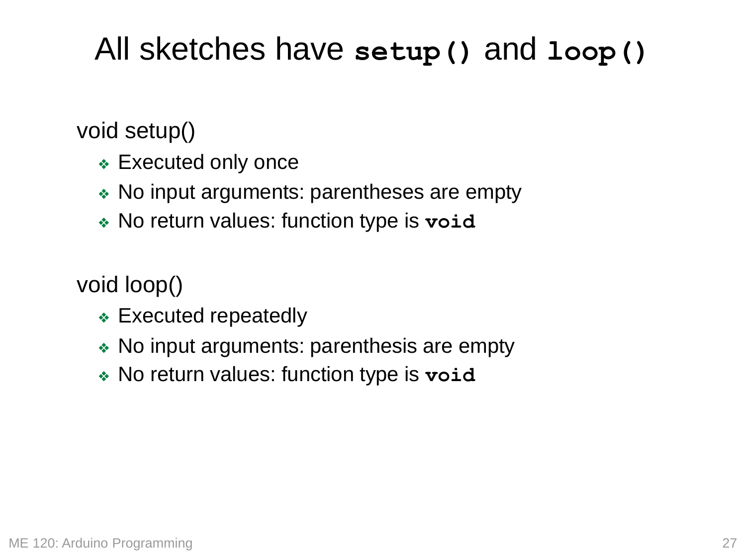# All sketches have `setup()` and `loop()`

void setup()

- Executed only once
- No input arguments: parentheses are empty
- No return values: function type is **`void`**

void loop()

- Executed repeatedly
- No input arguments: parenthesis are empty
- No return values: function type is **`void`**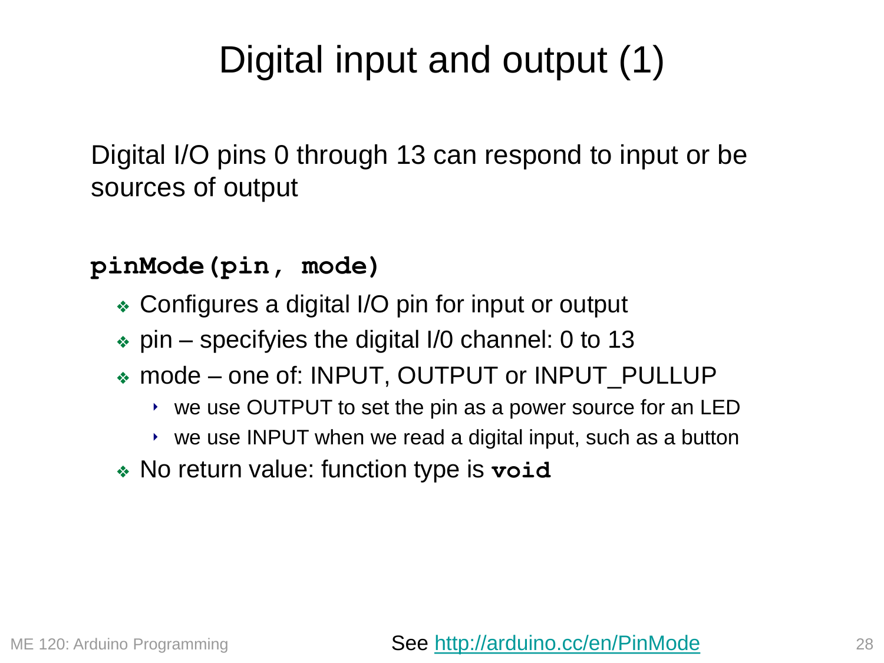# Digital input and output (1)

Digital I/O pins 0 through 13 can respond to input or be sources of output

**`pinMode(pin, mode)`**

- Configures a digital I/O pin for input or output
- pin – specifyies the digital I/0 channel: 0 to 13
- mode – one of: INPUT, OUTPUT or INPUT_PULLUP
  - we use OUTPUT to set the pin as a power source for an LED
  - we use INPUT when we read a digital input, such as a button
- No return value: function type is **`void`**

See [http://arduino.cc/en/PinMode](http://arduino.cc/en/PinMode)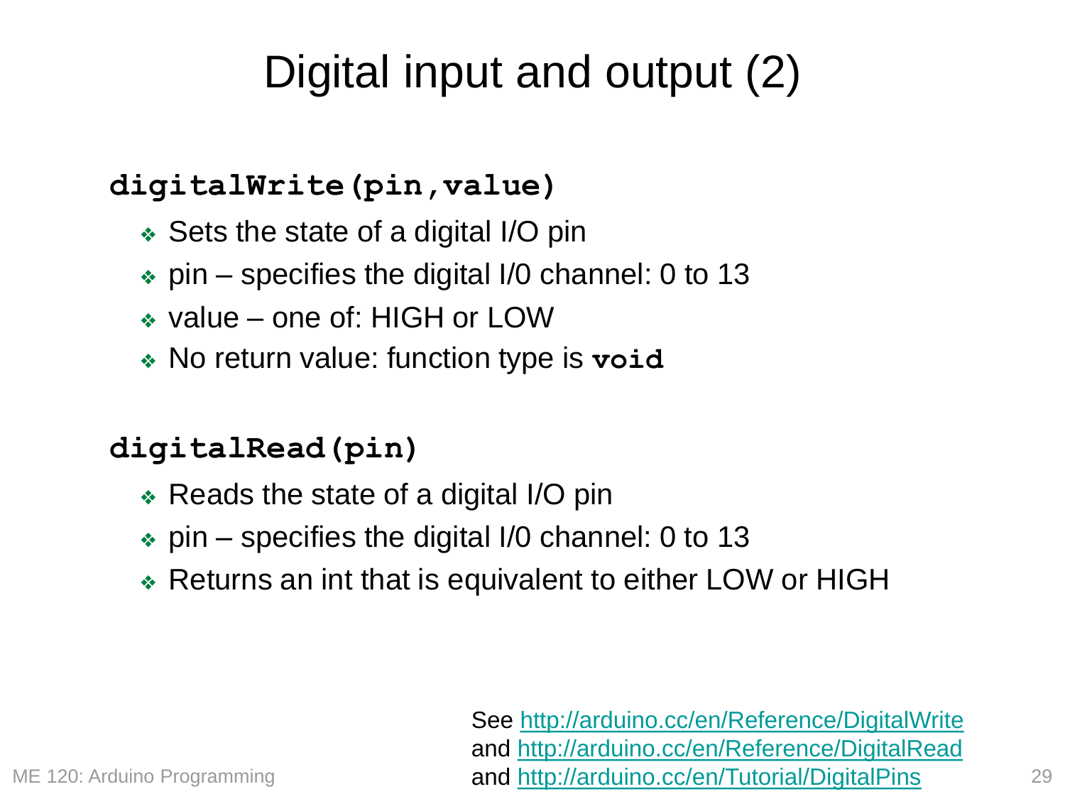# Digital input and output (2)

**`digitalWrite(pin,value)`**

- Sets the state of a digital I/O pin
- pin – specifies the digital I/0 channel: 0 to 13
- value – one of: HIGH or LOW
- No return value: function type is **`void`**

**`digitalRead(pin)`**

- Reads the state of a digital I/O pin
- pin – specifies the digital I/0 channel: 0 to 13
- Returns an int that is equivalent to either LOW or HIGH

See [http://arduino.cc/en/Reference/DigitalWrite](http://arduino.cc/en/Reference/DigitalWrite)
and [http://arduino.cc/en/Reference/DigitalRead](http://arduino.cc/en/Reference/DigitalRead)
and [http://arduino.cc/en/Tutorial/DigitalPins](http://arduino.cc/en/Tutorial/DigitalPins)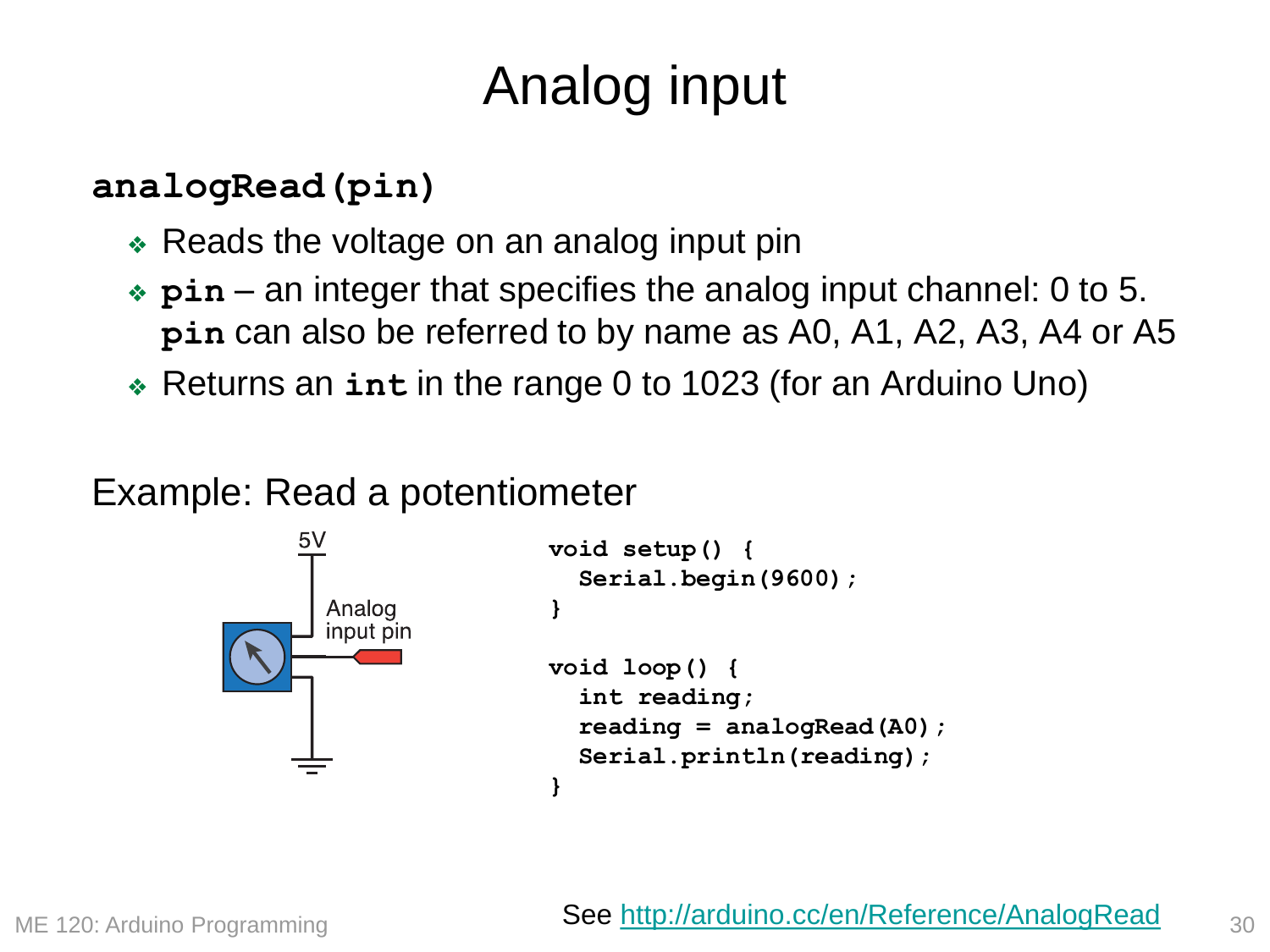# Analog input

**analogRead(pin)**

- Reads the voltage on an analog input pin
- **pin** – an integer that specifies the analog input channel: 0 to 5. **pin** can also be referred to by name as A0, A1, A2, A3, A4 or A5
- Returns an **int** in the range 0 to 1023 (for an Arduino Uno)

Example: Read a potentiometer

5V

Analog input pin

```
void setup() {
  Serial.begin(9600);
}

void loop() {
  int reading;
  reading = analogRead(A0);
  Serial.println(reading);
}
```

See http://arduino.cc/en/Reference/AnalogRead